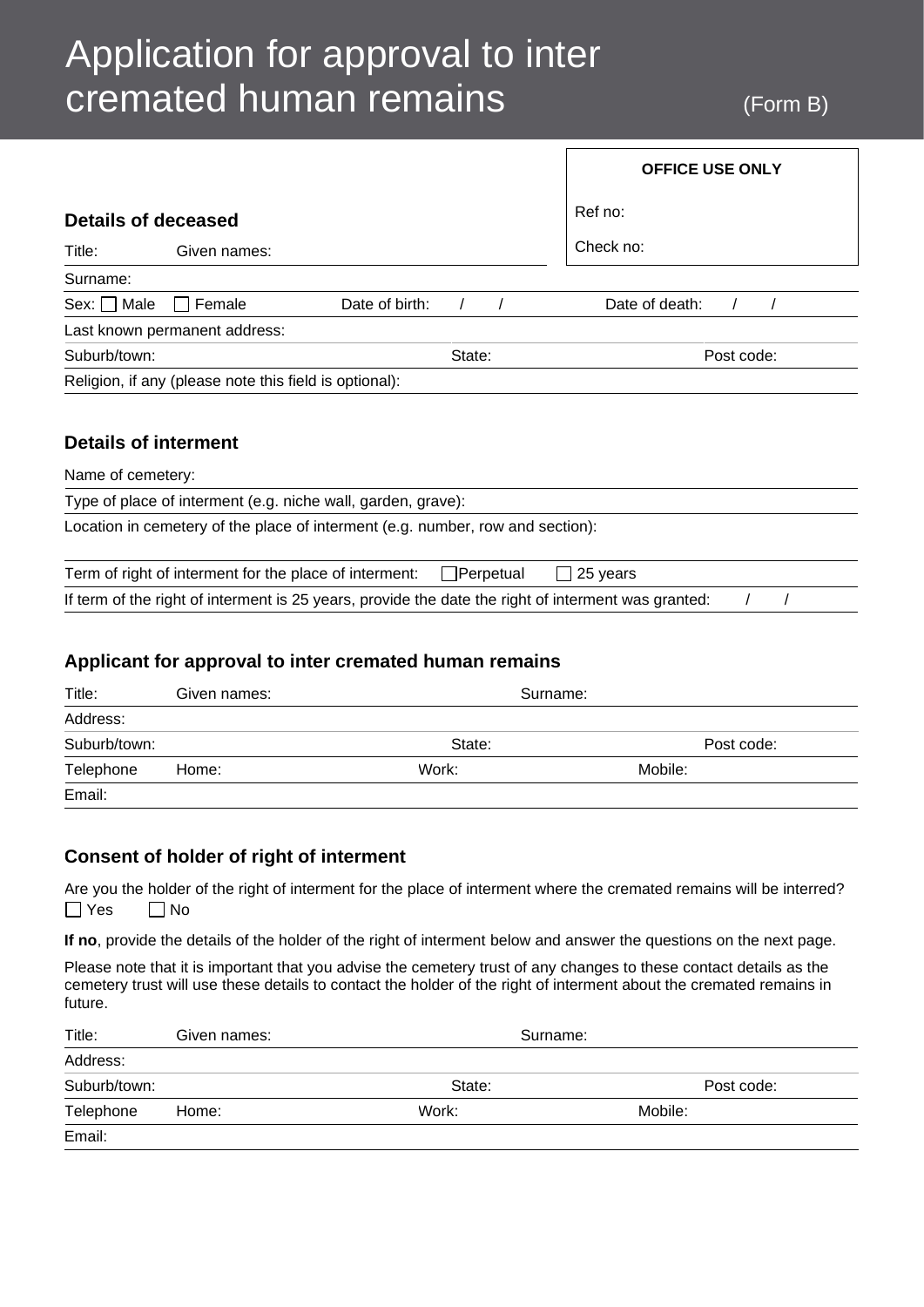# Application for approval to inter cremated human remains (Form B)

| OFFICE USE ONLY |
| --- |
| Ref no: |
| Check no: |

## Details of deceased

Title: Given names:

Surname:

Sex: ☐ Male ☐ Female Date of birth: / / Date of death: / /

Last known permanent address:

Suburb/town: State: Post code:

Religion, if any (please note this field is optional):

## Details of interment

Name of cemetery:

Type of place of interment (e.g. niche wall, garden, grave):

Location in cemetery of the place of interment (e.g. number, row and section):

Term of right of interment for the place of interment: ☐ Perpetual ☐ 25 years

If term of the right of interment is 25 years, provide the date the right of interment was granted: / /

## Applicant for approval to inter cremated human remains

Title: Given names: Surname:

Address:

Suburb/town: State: Post code:

Telephone Home: Work: Mobile:

Email:

## Consent of holder of right of interment

Are you the holder of the right of interment for the place of interment where the cremated remains will be interred?
☐ Yes ☐ No

**If no**, provide the details of the holder of the right of interment below and answer the questions on the next page.

Please note that it is important that you advise the cemetery trust of any changes to these contact details as the cemetery trust will use these details to contact the holder of the right of interment about the cremated remains in future.

Title: Given names: Surname:

Address:

Suburb/town: State: Post code:

Telephone Home: Work: Mobile:

Email: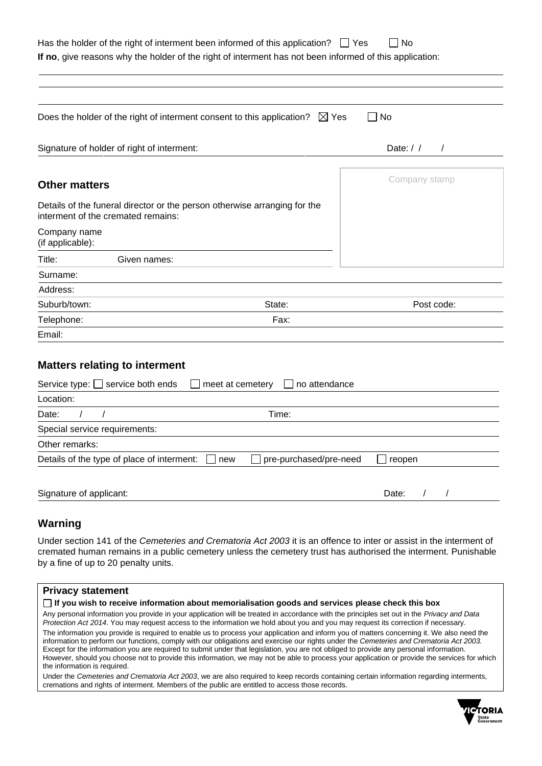Has the holder of the right of interment been informed of this application? ☐ Yes ☐ No

**If no**, give reasons why the holder of the right of interment has not been informed of this application:

Does the holder of the right of interment consent to this application? ☒ Yes ☐ No

Signature of holder of right of interment: Date: / /

## Other matters

Company stamp

Details of the funeral director or the person otherwise arranging for the interment of the cremated remains:

Company name (if applicable):

Title: Given names:

Surname:

Address:

Suburb/town: State: Post code:

Telephone: Fax:

Email:

## Matters relating to interment

Service type: ☐ service both ends ☐ meet at cemetery ☐ no attendance

Location:

Date: / / Time:

Special service requirements:

Other remarks:

Details of the type of place of interment: ☐ new ☐ pre-purchased/pre-need ☐ reopen

Signature of applicant: Date: / /

## Warning

Under section 141 of the *Cemeteries and Crematoria Act 2003* it is an offence to inter or assist in the interment of cremated human remains in a public cemetery unless the cemetery trust has authorised the interment. Punishable by a fine of up to 20 penalty units.

### Privacy statement

☐ **If you wish to receive information about memorialisation goods and services please check this box**

Any personal information you provide in your application will be treated in accordance with the principles set out in the *Privacy and Data Protection Act 2014*. You may request access to the information we hold about you and you may request its correction if necessary.

The information you provide is required to enable us to process your application and inform you of matters concerning it. We also need the information to perform our functions, comply with our obligations and exercise our rights under the *Cemeteries and Crematoria Act 2003*. Except for the information you are required to submit under that legislation, you are not obliged to provide any personal information. However, should you choose not to provide this information, we may not be able to process your application or provide the services for which the information is required.

Under the *Cemeteries and Crematoria Act 2003*, we are also required to keep records containing certain information regarding interments, cremations and rights of interment. Members of the public are entitled to access those records.

VICTORIA State Government